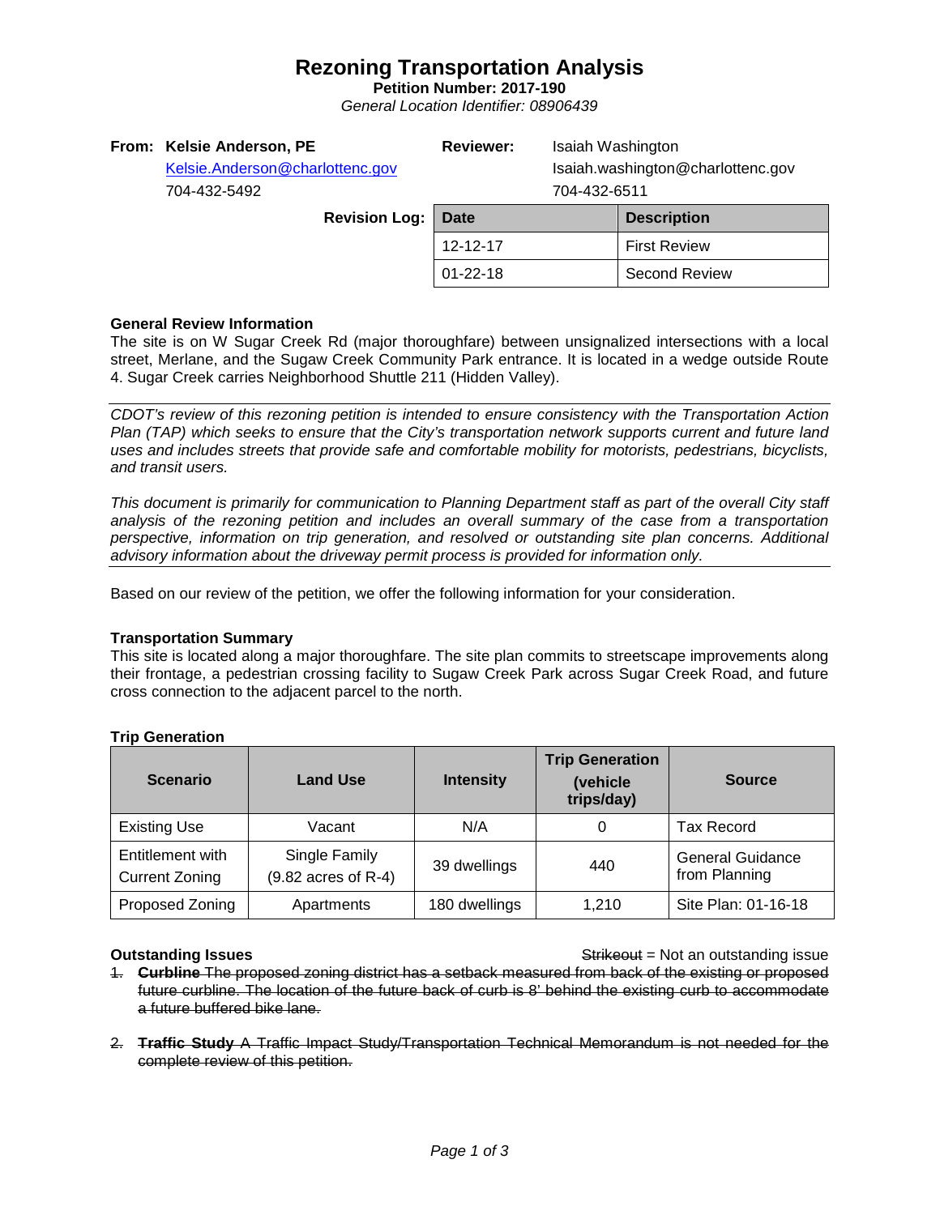# Rezoning Transportation Analysis

**Petition Number: 2017-190**

*General Location Identifier: 08906439*

**From: Kelsie Anderson, PE**
Kelsie.Anderson@charlottenc.gov
704-432-5492

**Reviewer:** Isaiah Washington
Isaiah.washington@charlottenc.gov
704-432-6511

**Revision Log:**

| Date | Description |
|---|---|
| 12-12-17 | First Review |
| 01-22-18 | Second Review |

### General Review Information

The site is on W Sugar Creek Rd (major thoroughfare) between unsignalized intersections with a local street, Merlane, and the Sugaw Creek Community Park entrance. It is located in a wedge outside Route 4. Sugar Creek carries Neighborhood Shuttle 211 (Hidden Valley).

*CDOT's review of this rezoning petition is intended to ensure consistency with the Transportation Action Plan (TAP) which seeks to ensure that the City's transportation network supports current and future land uses and includes streets that provide safe and comfortable mobility for motorists, pedestrians, bicyclists, and transit users.*

*This document is primarily for communication to Planning Department staff as part of the overall City staff analysis of the rezoning petition and includes an overall summary of the case from a transportation perspective, information on trip generation, and resolved or outstanding site plan concerns. Additional advisory information about the driveway permit process is provided for information only.*

Based on our review of the petition, we offer the following information for your consideration.

### Transportation Summary

This site is located along a major thoroughfare. The site plan commits to streetscape improvements along their frontage, a pedestrian crossing facility to Sugaw Creek Park across Sugar Creek Road, and future cross connection to the adjacent parcel to the north.

### Trip Generation

| Scenario | Land Use | Intensity | Trip Generation (vehicle trips/day) | Source |
|---|---|---|---|---|
| Existing Use | Vacant | N/A | 0 | Tax Record |
| Entitlement with Current Zoning | Single Family (9.82 acres of R-4) | 39 dwellings | 440 | General Guidance from Planning |
| Proposed Zoning | Apartments | 180 dwellings | 1,210 | Site Plan: 01-16-18 |

### Outstanding Issues

~~Strikeout~~ = Not an outstanding issue

1. ~~**Curbline** The proposed zoning district has a setback measured from back of the existing or proposed future curbline. The location of the future back of curb is 8' behind the existing curb to accommodate a future buffered bike lane.~~

2. ~~**Traffic Study** A Traffic Impact Study/Transportation Technical Memorandum is not needed for the complete review of this petition.~~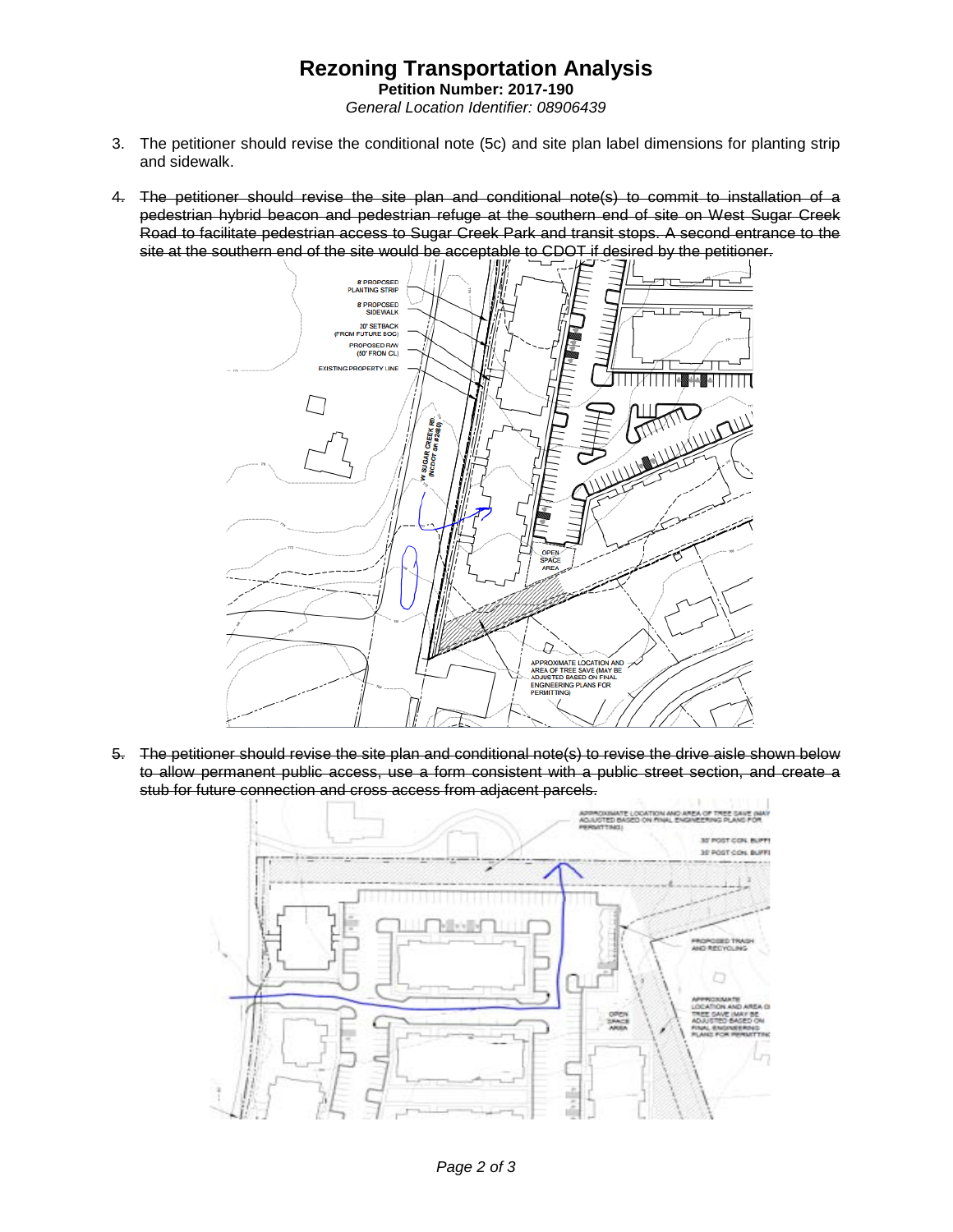# Rezoning Transportation Analysis

**Petition Number: 2017-190**

*General Location Identifier: 08906439*

3. The petitioner should revise the conditional note (5c) and site plan label dimensions for planting strip and sidewalk.

4. ~~The petitioner should revise the site plan and conditional note(s) to commit to installation of a pedestrian hybrid beacon and pedestrian refuge at the southern end of site on West Sugar Creek Road to facilitate pedestrian access to Sugar Creek Park and transit stops. A second entrance to the site at the southern end of the site would be acceptable to CDOT if desired by the petitioner.~~

5. ~~The petitioner should revise the site plan and conditional note(s) to revise the drive aisle shown below to allow permanent public access, use a form consistent with a public street section, and create a stub for future connection and cross access from adjacent parcels.~~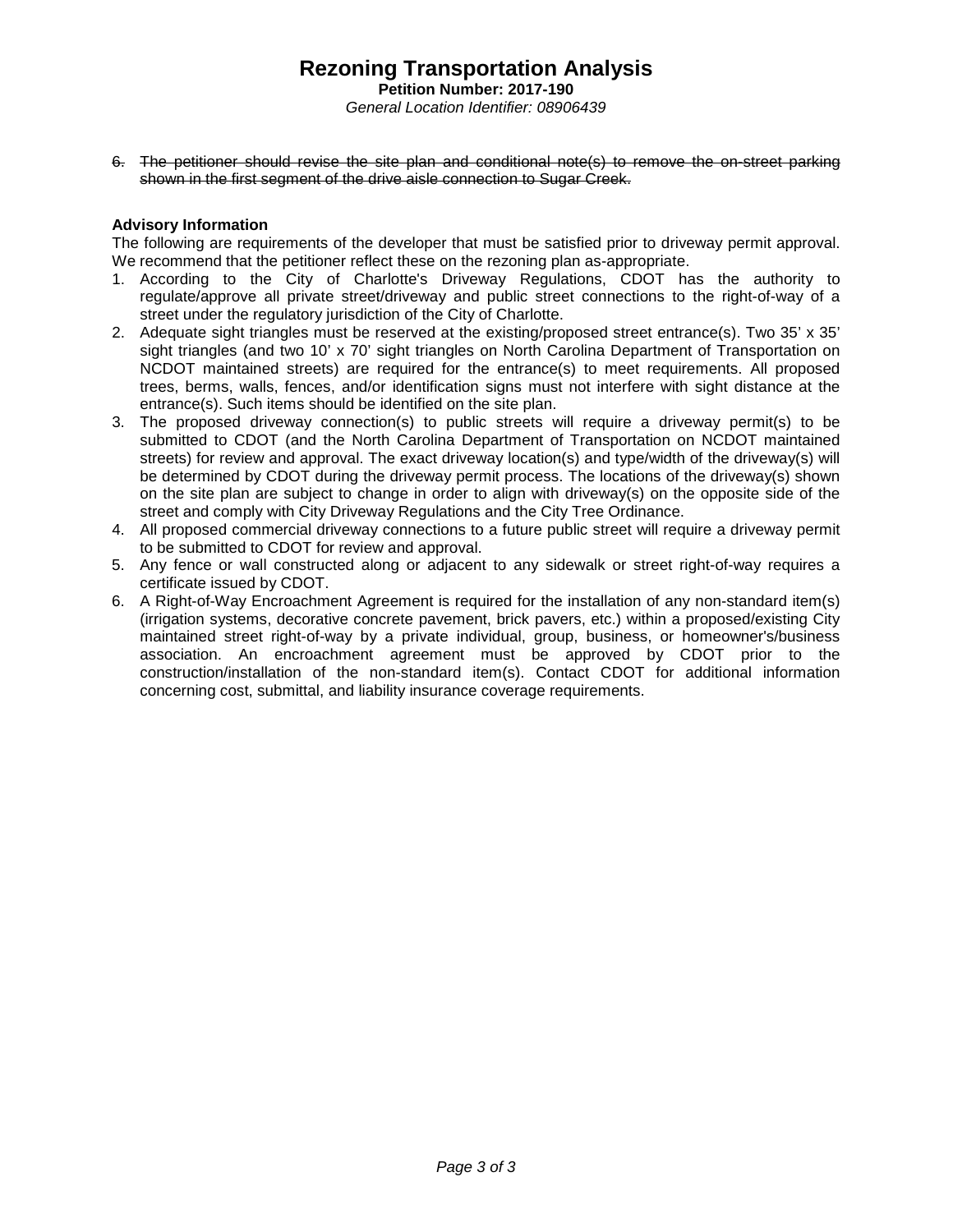~~6. The petitioner should revise the site plan and conditional note(s) to remove the on-street parking shown in the first segment of the drive aisle connection to Sugar Creek.~~

**Advisory Information**

The following are requirements of the developer that must be satisfied prior to driveway permit approval. We recommend that the petitioner reflect these on the rezoning plan as-appropriate.

1. According to the City of Charlotte's Driveway Regulations, CDOT has the authority to regulate/approve all private street/driveway and public street connections to the right-of-way of a street under the regulatory jurisdiction of the City of Charlotte.
2. Adequate sight triangles must be reserved at the existing/proposed street entrance(s). Two 35' x 35' sight triangles (and two 10' x 70' sight triangles on North Carolina Department of Transportation on NCDOT maintained streets) are required for the entrance(s) to meet requirements. All proposed trees, berms, walls, fences, and/or identification signs must not interfere with sight distance at the entrance(s). Such items should be identified on the site plan.
3. The proposed driveway connection(s) to public streets will require a driveway permit(s) to be submitted to CDOT (and the North Carolina Department of Transportation on NCDOT maintained streets) for review and approval. The exact driveway location(s) and type/width of the driveway(s) will be determined by CDOT during the driveway permit process. The locations of the driveway(s) shown on the site plan are subject to change in order to align with driveway(s) on the opposite side of the street and comply with City Driveway Regulations and the City Tree Ordinance.
4. All proposed commercial driveway connections to a future public street will require a driveway permit to be submitted to CDOT for review and approval.
5. Any fence or wall constructed along or adjacent to any sidewalk or street right-of-way requires a certificate issued by CDOT.
6. A Right-of-Way Encroachment Agreement is required for the installation of any non-standard item(s) (irrigation systems, decorative concrete pavement, brick pavers, etc.) within a proposed/existing City maintained street right-of-way by a private individual, group, business, or homeowner's/business association. An encroachment agreement must be approved by CDOT prior to the construction/installation of the non-standard item(s). Contact CDOT for additional information concerning cost, submittal, and liability insurance coverage requirements.